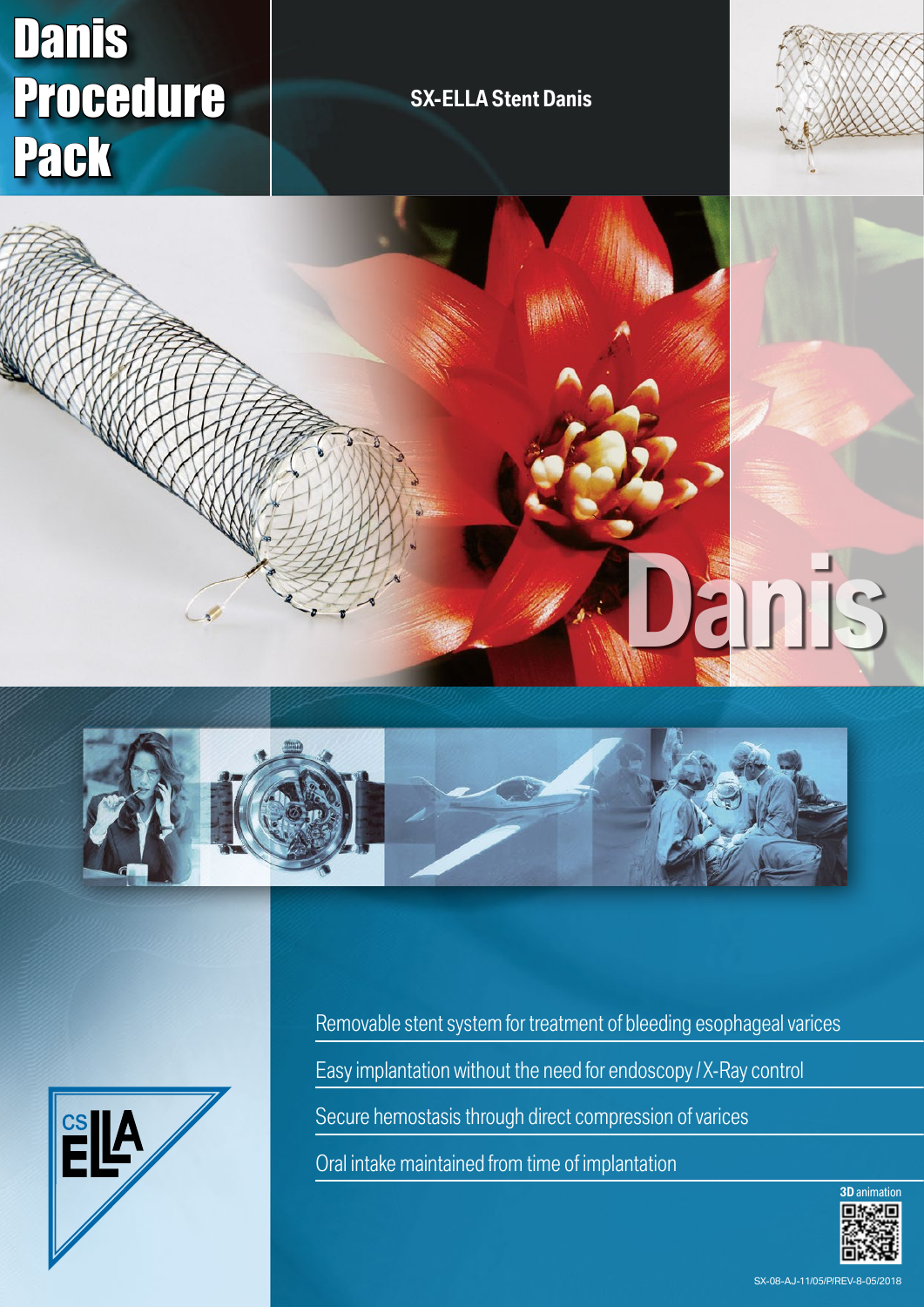# Danis Procedure Pack

**SX-ELLA Stent Danis**

Danis

CS ELLA

Removable stent system for treatment of bleeding esophageal varices

Easy implantation without the need for endoscopy / X-Ray control

Secure hemostasis through direct compression of varices

Oral intake maintained from time of implantation

**3D** animation

SX-08-AJ-11/05/P/REV-8-05/2018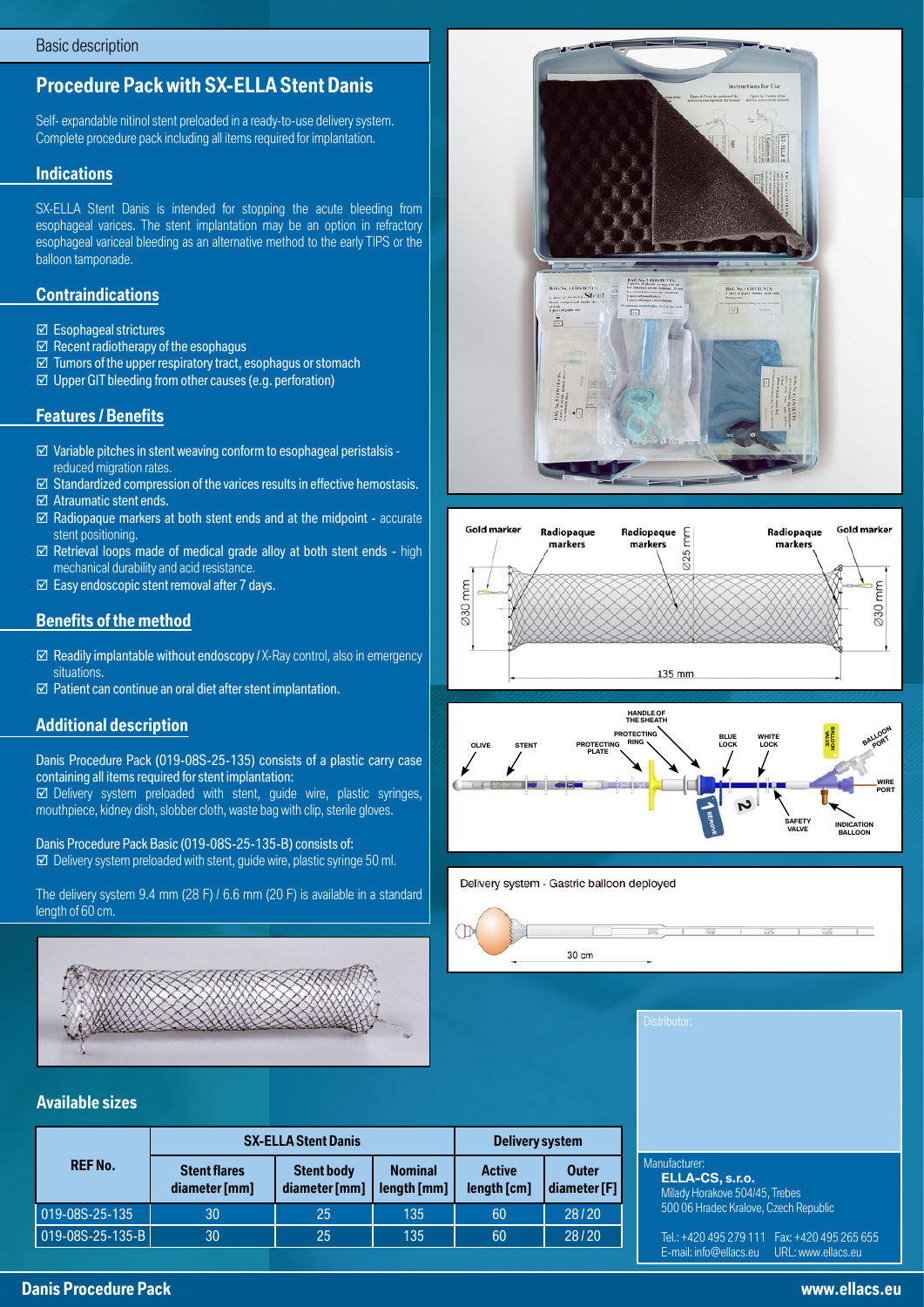Basic description

## Procedure Pack with SX-ELLA Stent Danis

Self- expandable nitinol stent preloaded in a ready-to-use delivery system. Complete procedure pack including all items required for implantation.

### Indications

SX-ELLA Stent Danis is intended for stopping the acute bleeding from esophageal varices. The stent implantation may be an option in refractory esophageal variceal bleeding as an alternative method to the early TIPS or the balloon tamponade.

### Contraindications

- ☑ Esophageal strictures
- ☑ Recent radiotherapy of the esophagus
- ☑ Tumors of the upper respiratory tract, esophagus or stomach
- ☑ Upper GIT bleeding from other causes (e.g. perforation)

### Features / Benefits

- ☑ Variable pitches in stent weaving conform to esophageal peristalsis - reduced migration rates.
- ☑ Standardized compression of the varices results in effective hemostasis.
- ☑ Atraumatic stent ends.
- ☑ Radiopaque markers at both stent ends and at the midpoint - accurate stent positioning.
- ☑ Retrieval loops made of medical grade alloy at both stent ends - high mechanical durability and acid resistance.
- ☑ Easy endoscopic stent removal after 7 days.

### Benefits of the method

- ☑ Readily implantable without endoscopy / X-Ray control, also in emergency situations.
- ☑ Patient can continue an oral diet after stent implantation.

### Additional description

Danis Procedure Pack (019-08S-25-135) consists of a plastic carry case containing all items required for stent implantation:
☑ Delivery system preloaded with stent, guide wire, plastic syringes, mouthpiece, kidney dish, slobber cloth, waste bag with clip, sterile gloves.

Danis Procedure Pack Basic (019-08S-25-135-B) consists of:
☑ Delivery system preloaded with stent, guide wire, plastic syringe 50 ml.

The delivery system 9.4 mm (28 F) / 6.6 mm (20 F) is available in a standard length of 60 cm.

Gold marker
Radiopaque markers
Radiopaque markers
Ø25 mm
Radiopaque markers
Gold marker
Ø30 mm
Ø30 mm
135 mm

OLIVE
STENT
PROTECTING PLATE
HANDLE OF THE SHEATH
PROTECTING RING
BLUE LOCK
WHITE LOCK
BALLOON VALVE
BALLOON PORT
WIRE PORT
SAFETY VALVE
INDICATION BALLOON

Delivery system - Gastric balloon deployed
30 cm

### Available sizes

| REF No. | SX-ELLA Stent Danis | | | Delivery system | |
|---|---|---|---|---|---|
| | Stent flares diameter [mm] | Stent body diameter [mm] | Nominal length [mm] | Active length [cm] | Outer diameter [F] |
| 019-08S-25-135 | 30 | 25 | 135 | 60 | 28 / 20 |
| 019-08S-25-135-B | 30 | 25 | 135 | 60 | 28 / 20 |

Distributor:

Manufacturer:
**ELLA-CS, s.r.o.**
Milady Horakove 504/45, Trebes
500 06 Hradec Kralove, Czech Republic

Tel.: +420 495 279 111 Fax: +420 495 265 655
E-mail: info@ellacs.eu URL: www.ellacs.eu

**Danis Procedure Pack** **www.ellacs.eu**